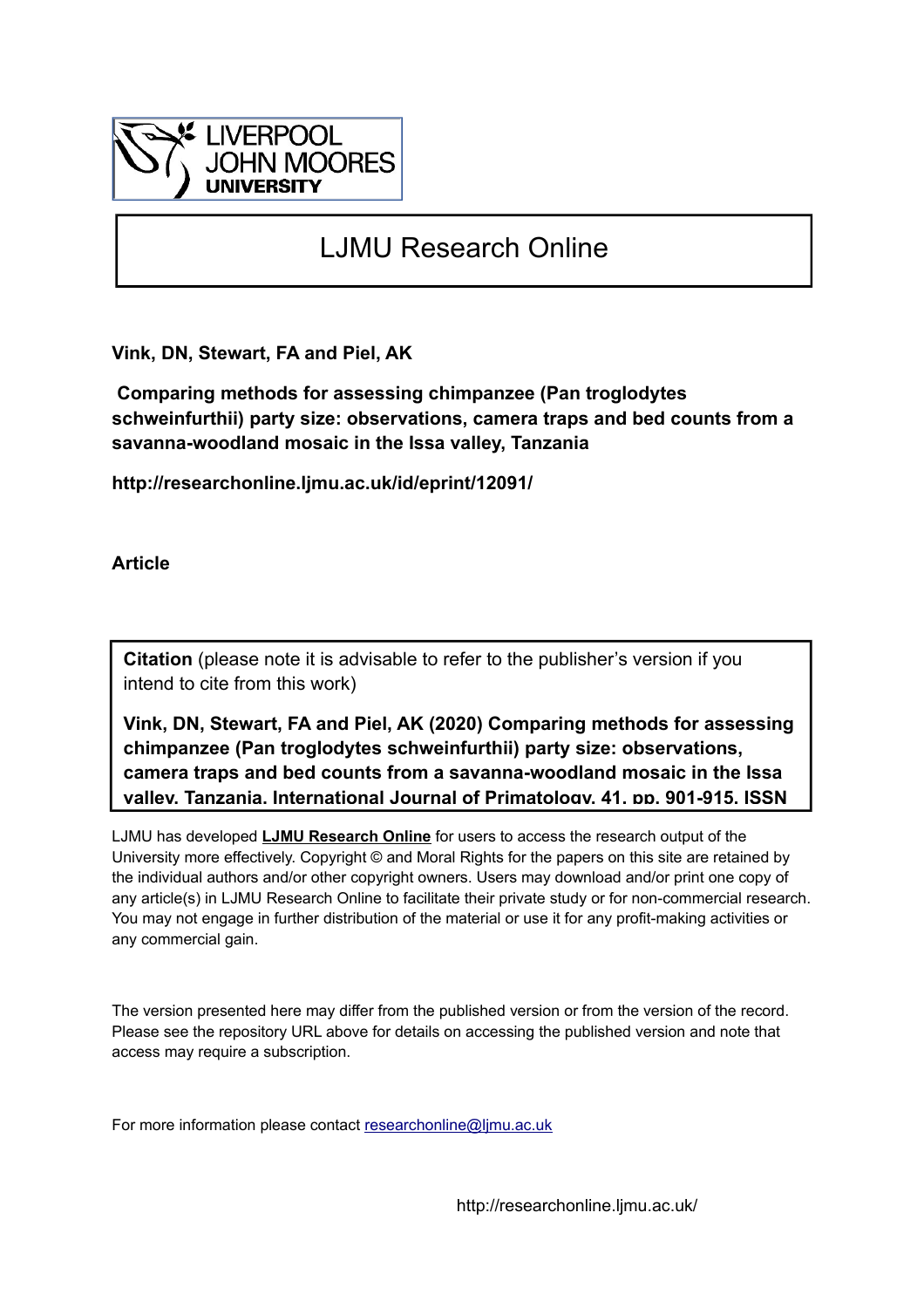LIVERPOOL
JOHN MOORES
UNIVERSITY

# LJMU Research Online

**Vink, DN, Stewart, FA and Piel, AK**

**Comparing methods for assessing chimpanzee (Pan troglodytes schweinfurthii) party size: observations, camera traps and bed counts from a savanna-woodland mosaic in the Issa valley, Tanzania**

**http://researchonline.ljmu.ac.uk/id/eprint/12091/**

**Article**

**Citation** (please note it is advisable to refer to the publisher's version if you intend to cite from this work)

**Vink, DN, Stewart, FA and Piel, AK (2020) Comparing methods for assessing chimpanzee (Pan troglodytes schweinfurthii) party size: observations, camera traps and bed counts from a savanna-woodland mosaic in the Issa valley, Tanzania. International Journal of Primatology, 41, pp. 901-915. ISSN**

LJMU has developed **LJMU Research Online** for users to access the research output of the University more effectively. Copyright © and Moral Rights for the papers on this site are retained by the individual authors and/or other copyright owners. Users may download and/or print one copy of any article(s) in LJMU Research Online to facilitate their private study or for non-commercial research. You may not engage in further distribution of the material or use it for any profit-making activities or any commercial gain.

The version presented here may differ from the published version or from the version of the record. Please see the repository URL above for details on accessing the published version and note that access may require a subscription.

For more information please contact researchonline@ljmu.ac.uk

http://researchonline.ljmu.ac.uk/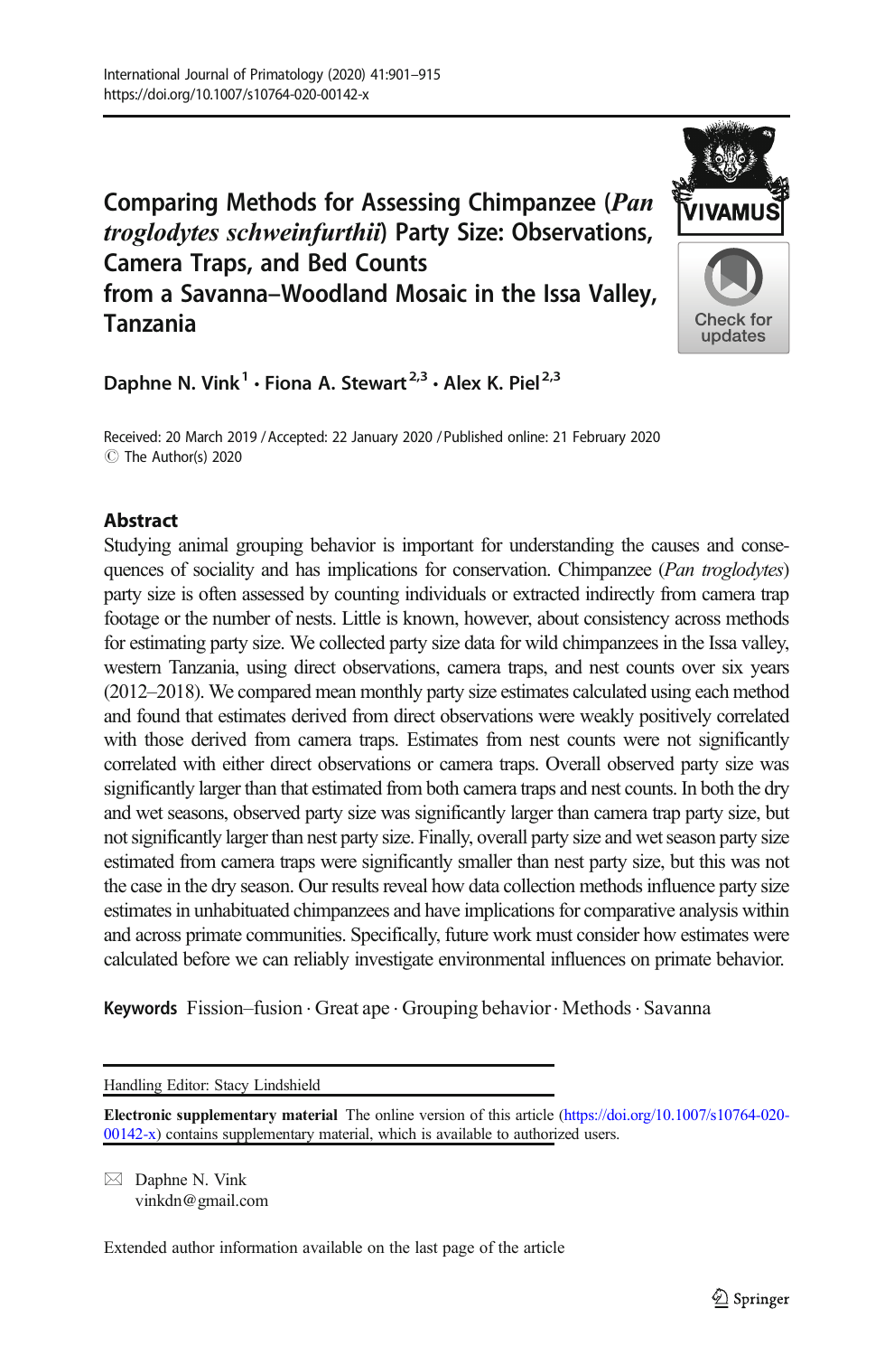# Comparing Methods for Assessing Chimpanzee (*Pan troglodytes schweinfurthii*) Party Size: Observations, Camera Traps, and Bed Counts from a Savanna–Woodland Mosaic in the Issa Valley, Tanzania

**Daphne N. Vink**[1] **· Fiona A. Stewart**[2,3] **· Alex K. Piel**[2,3]

Received: 20 March 2019 / Accepted: 22 January 2020 / Published online: 21 February 2020
© The Author(s) 2020

## Abstract

Studying animal grouping behavior is important for understanding the causes and consequences of sociality and has implications for conservation. Chimpanzee (*Pan troglodytes*) party size is often assessed by counting individuals or extracted indirectly from camera trap footage or the number of nests. Little is known, however, about consistency across methods for estimating party size. We collected party size data for wild chimpanzees in the Issa valley, western Tanzania, using direct observations, camera traps, and nest counts over six years (2012–2018). We compared mean monthly party size estimates calculated using each method and found that estimates derived from direct observations were weakly positively correlated with those derived from camera traps. Estimates from nest counts were not significantly correlated with either direct observations or camera traps. Overall observed party size was significantly larger than that estimated from both camera traps and nest counts. In both the dry and wet seasons, observed party size was significantly larger than camera trap party size, but not significantly larger than nest party size. Finally, overall party size and wet season party size estimated from camera traps were significantly smaller than nest party size, but this was not the case in the dry season. Our results reveal how data collection methods influence party size estimates in unhabituated chimpanzees and have implications for comparative analysis within and across primate communities. Specifically, future work must consider how estimates were calculated before we can reliably investigate environmental influences on primate behavior.

**Keywords** Fission–fusion · Great ape · Grouping behavior · Methods · Savanna

Handling Editor: Stacy Lindshield

**Electronic supplementary material** The online version of this article (https://doi.org/10.1007/s10764-020-00142-x) contains supplementary material, which is available to authorized users.

✉ Daphne N. Vink
vinkdn@gmail.com

Extended author information available on the last page of the article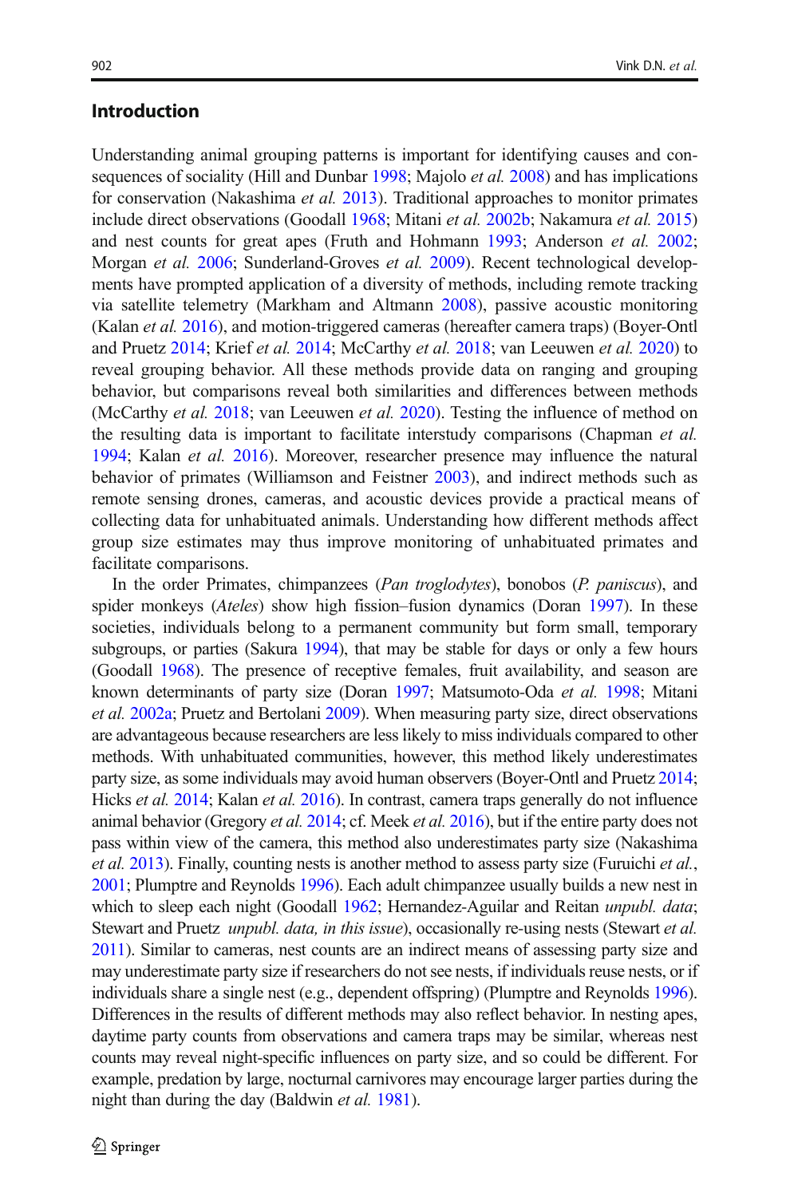## Introduction

Understanding animal grouping patterns is important for identifying causes and consequences of sociality (Hill and Dunbar 1998; Majolo *et al.* 2008) and has implications for conservation (Nakashima *et al.* 2013). Traditional approaches to monitor primates include direct observations (Goodall 1968; Mitani *et al.* 2002b; Nakamura *et al.* 2015) and nest counts for great apes (Fruth and Hohmann 1993; Anderson *et al.* 2002; Morgan *et al.* 2006; Sunderland-Groves *et al.* 2009). Recent technological developments have prompted application of a diversity of methods, including remote tracking via satellite telemetry (Markham and Altmann 2008), passive acoustic monitoring (Kalan *et al.* 2016), and motion-triggered cameras (hereafter camera traps) (Boyer-Ontl and Pruetz 2014; Krief *et al.* 2014; McCarthy *et al.* 2018; van Leeuwen *et al.* 2020) to reveal grouping behavior. All these methods provide data on ranging and grouping behavior, but comparisons reveal both similarities and differences between methods (McCarthy *et al.* 2018; van Leeuwen *et al.* 2020). Testing the influence of method on the resulting data is important to facilitate interstudy comparisons (Chapman *et al.* 1994; Kalan *et al.* 2016). Moreover, researcher presence may influence the natural behavior of primates (Williamson and Feistner 2003), and indirect methods such as remote sensing drones, cameras, and acoustic devices provide a practical means of collecting data for unhabituated animals. Understanding how different methods affect group size estimates may thus improve monitoring of unhabituated primates and facilitate comparisons.

In the order Primates, chimpanzees (*Pan troglodytes*), bonobos (*P. paniscus*), and spider monkeys (*Ateles*) show high fission–fusion dynamics (Doran 1997). In these societies, individuals belong to a permanent community but form small, temporary subgroups, or parties (Sakura 1994), that may be stable for days or only a few hours (Goodall 1968). The presence of receptive females, fruit availability, and season are known determinants of party size (Doran 1997; Matsumoto-Oda *et al.* 1998; Mitani *et al.* 2002a; Pruetz and Bertolani 2009). When measuring party size, direct observations are advantageous because researchers are less likely to miss individuals compared to other methods. With unhabituated communities, however, this method likely underestimates party size, as some individuals may avoid human observers (Boyer-Ontl and Pruetz 2014; Hicks *et al.* 2014; Kalan *et al.* 2016). In contrast, camera traps generally do not influence animal behavior (Gregory *et al.* 2014; cf. Meek *et al.* 2016), but if the entire party does not pass within view of the camera, this method also underestimates party size (Nakashima *et al.* 2013). Finally, counting nests is another method to assess party size (Furuichi *et al.*, 2001; Plumptre and Reynolds 1996). Each adult chimpanzee usually builds a new nest in which to sleep each night (Goodall 1962; Hernandez-Aguilar and Reitan *unpubl. data*; Stewart and Pruetz *unpubl. data, in this issue*), occasionally re-using nests (Stewart *et al.* 2011). Similar to cameras, nest counts are an indirect means of assessing party size and may underestimate party size if researchers do not see nests, if individuals reuse nests, or if individuals share a single nest (e.g., dependent offspring) (Plumptre and Reynolds 1996). Differences in the results of different methods may also reflect behavior. In nesting apes, daytime party counts from observations and camera traps may be similar, whereas nest counts may reveal night-specific influences on party size, and so could be different. For example, predation by large, nocturnal carnivores may encourage larger parties during the night than during the day (Baldwin *et al.* 1981).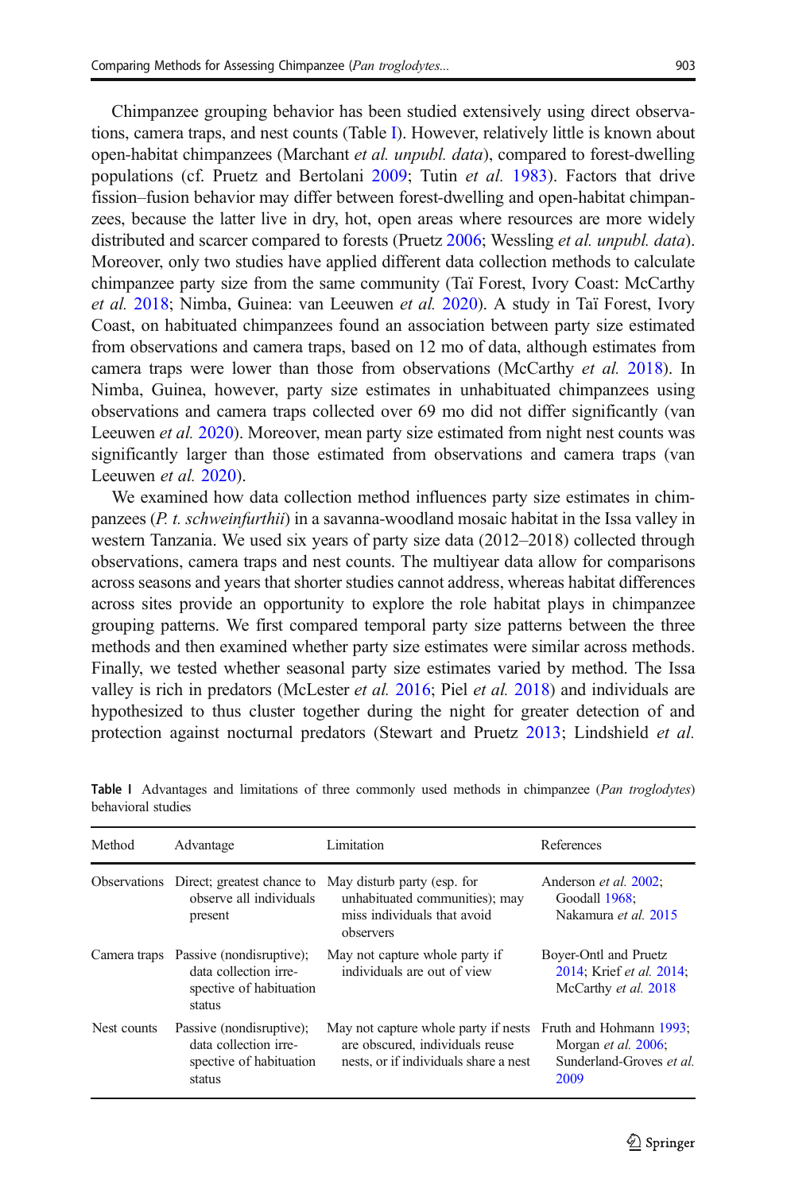Chimpanzee grouping behavior has been studied extensively using direct observations, camera traps, and nest counts (Table I). However, relatively little is known about open-habitat chimpanzees (Marchant *et al. unpubl. data*), compared to forest-dwelling populations (cf. Pruetz and Bertolani 2009; Tutin *et al.* 1983). Factors that drive fission–fusion behavior may differ between forest-dwelling and open-habitat chimpanzees, because the latter live in dry, hot, open areas where resources are more widely distributed and scarcer compared to forests (Pruetz 2006; Wessling *et al. unpubl. data*). Moreover, only two studies have applied different data collection methods to calculate chimpanzee party size from the same community (Taï Forest, Ivory Coast: McCarthy *et al.* 2018; Nimba, Guinea: van Leeuwen *et al.* 2020). A study in Taï Forest, Ivory Coast, on habituated chimpanzees found an association between party size estimated from observations and camera traps, based on 12 mo of data, although estimates from camera traps were lower than those from observations (McCarthy *et al.* 2018). In Nimba, Guinea, however, party size estimates in unhabituated chimpanzees using observations and camera traps collected over 69 mo did not differ significantly (van Leeuwen *et al.* 2020). Moreover, mean party size estimated from night nest counts was significantly larger than those estimated from observations and camera traps (van Leeuwen *et al.* 2020).

We examined how data collection method influences party size estimates in chimpanzees (*P. t. schweinfurthii*) in a savanna-woodland mosaic habitat in the Issa valley in western Tanzania. We used six years of party size data (2012–2018) collected through observations, camera traps and nest counts. The multiyear data allow for comparisons across seasons and years that shorter studies cannot address, whereas habitat differences across sites provide an opportunity to explore the role habitat plays in chimpanzee grouping patterns. We first compared temporal party size patterns between the three methods and then examined whether party size estimates were similar across methods. Finally, we tested whether seasonal party size estimates varied by method. The Issa valley is rich in predators (McLester *et al.* 2016; Piel *et al.* 2018) and individuals are hypothesized to thus cluster together during the night for greater detection of and protection against nocturnal predators (Stewart and Pruetz 2013; Lindshield *et al.*

**Table I** Advantages and limitations of three commonly used methods in chimpanzee (*Pan troglodytes*) behavioral studies

| Method | Advantage | Limitation | References |
|---|---|---|---|
| Observations | Direct; greatest chance to observe all individuals present | May disturb party (esp. for unhabituated communities); may miss individuals that avoid observers | Anderson *et al.* 2002; Goodall 1968; Nakamura *et al.* 2015 |
| Camera traps | Passive (nondisruptive); data collection irrespective of habituation status | May not capture whole party if individuals are out of view | Boyer-Ontl and Pruetz 2014; Krief *et al.* 2014; McCarthy *et al.* 2018 |
| Nest counts | Passive (nondisruptive); data collection irrespective of habituation status | May not capture whole party if nests are obscured, individuals reuse nests, or if individuals share a nest | Fruth and Hohmann 1993; Morgan *et al.* 2006; Sunderland-Groves *et al.* 2009 |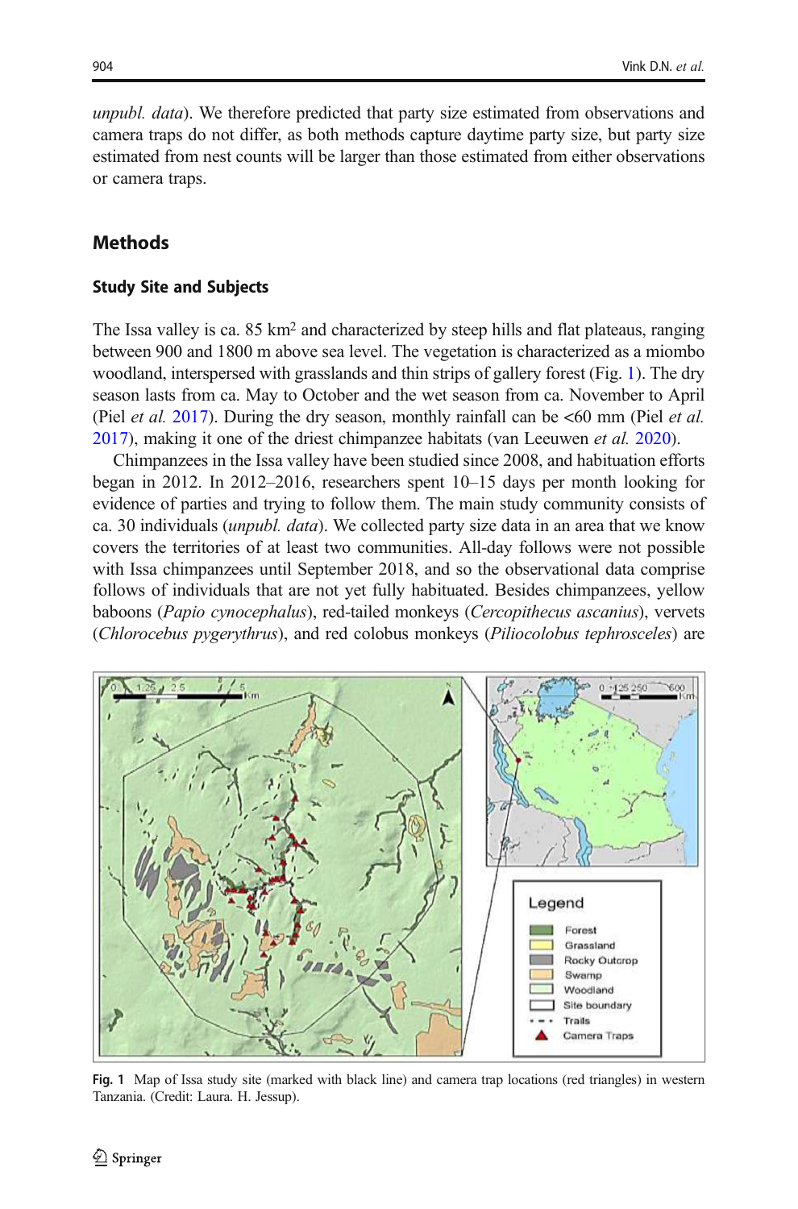*unpubl. data*). We therefore predicted that party size estimated from observations and camera traps do not differ, as both methods capture daytime party size, but party size estimated from nest counts will be larger than those estimated from either observations or camera traps.

## Methods

### Study Site and Subjects

The Issa valley is ca. 85 km$^2$ and characterized by steep hills and flat plateaus, ranging between 900 and 1800 m above sea level. The vegetation is characterized as a miombo woodland, interspersed with grasslands and thin strips of gallery forest (Fig. 1). The dry season lasts from ca. May to October and the wet season from ca. November to April (Piel *et al.* 2017). During the dry season, monthly rainfall can be <60 mm (Piel *et al.* 2017), making it one of the driest chimpanzee habitats (van Leeuwen *et al.* 2020).

Chimpanzees in the Issa valley have been studied since 2008, and habituation efforts began in 2012. In 2012–2016, researchers spent 10–15 days per month looking for evidence of parties and trying to follow them. The main study community consists of ca. 30 individuals (*unpubl. data*). We collected party size data in an area that we know covers the territories of at least two communities. All-day follows were not possible with Issa chimpanzees until September 2018, and so the observational data comprise follows of individuals that are not yet fully habituated. Besides chimpanzees, yellow baboons (*Papio cynocephalus*), red-tailed monkeys (*Cercopithecus ascanius*), vervets (*Chlorocebus pygerythrus*), and red colobus monkeys (*Piliocolobus tephrosceles*) are

**Fig. 1** Map of Issa study site (marked with black line) and camera trap locations (red triangles) in western Tanzania. (Credit: Laura. H. Jessup).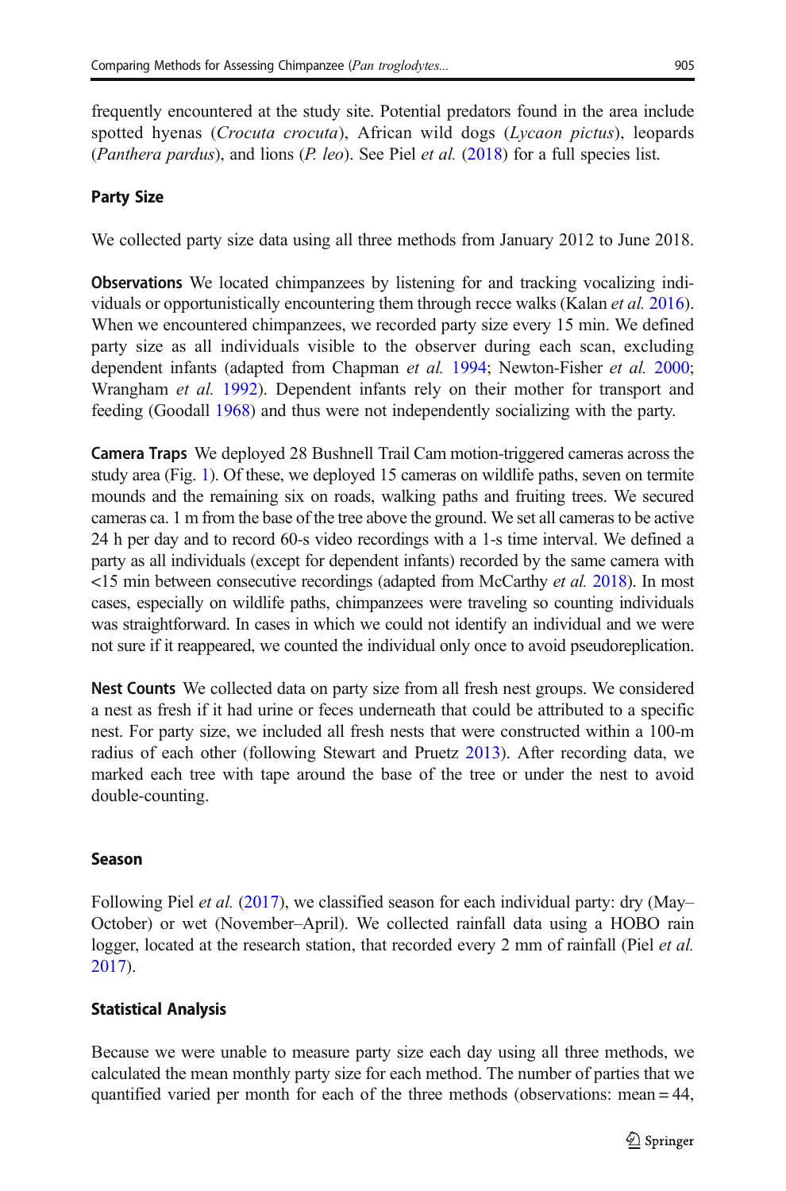frequently encountered at the study site. Potential predators found in the area include spotted hyenas (*Crocuta crocuta*), African wild dogs (*Lycaon pictus*), leopards (*Panthera pardus*), and lions (*P. leo*). See Piel *et al.* (2018) for a full species list.

### Party Size

We collected party size data using all three methods from January 2012 to June 2018.

**Observations** We located chimpanzees by listening for and tracking vocalizing individuals or opportunistically encountering them through recce walks (Kalan *et al.* 2016). When we encountered chimpanzees, we recorded party size every 15 min. We defined party size as all individuals visible to the observer during each scan, excluding dependent infants (adapted from Chapman *et al.* 1994; Newton-Fisher *et al.* 2000; Wrangham *et al.* 1992). Dependent infants rely on their mother for transport and feeding (Goodall 1968) and thus were not independently socializing with the party.

**Camera Traps** We deployed 28 Bushnell Trail Cam motion-triggered cameras across the study area (Fig. 1). Of these, we deployed 15 cameras on wildlife paths, seven on termite mounds and the remaining six on roads, walking paths and fruiting trees. We secured cameras ca. 1 m from the base of the tree above the ground. We set all cameras to be active 24 h per day and to record 60-s video recordings with a 1-s time interval. We defined a party as all individuals (except for dependent infants) recorded by the same camera with <15 min between consecutive recordings (adapted from McCarthy *et al.* 2018). In most cases, especially on wildlife paths, chimpanzees were traveling so counting individuals was straightforward. In cases in which we could not identify an individual and we were not sure if it reappeared, we counted the individual only once to avoid pseudoreplication.

**Nest Counts** We collected data on party size from all fresh nest groups. We considered a nest as fresh if it had urine or feces underneath that could be attributed to a specific nest. For party size, we included all fresh nests that were constructed within a 100-m radius of each other (following Stewart and Pruetz 2013). After recording data, we marked each tree with tape around the base of the tree or under the nest to avoid double-counting.

### Season

Following Piel *et al.* (2017), we classified season for each individual party: dry (May–October) or wet (November–April). We collected rainfall data using a HOBO rain logger, located at the research station, that recorded every 2 mm of rainfall (Piel *et al.* 2017).

### Statistical Analysis

Because we were unable to measure party size each day using all three methods, we calculated the mean monthly party size for each method. The number of parties that we quantified varied per month for each of the three methods (observations: mean = 44,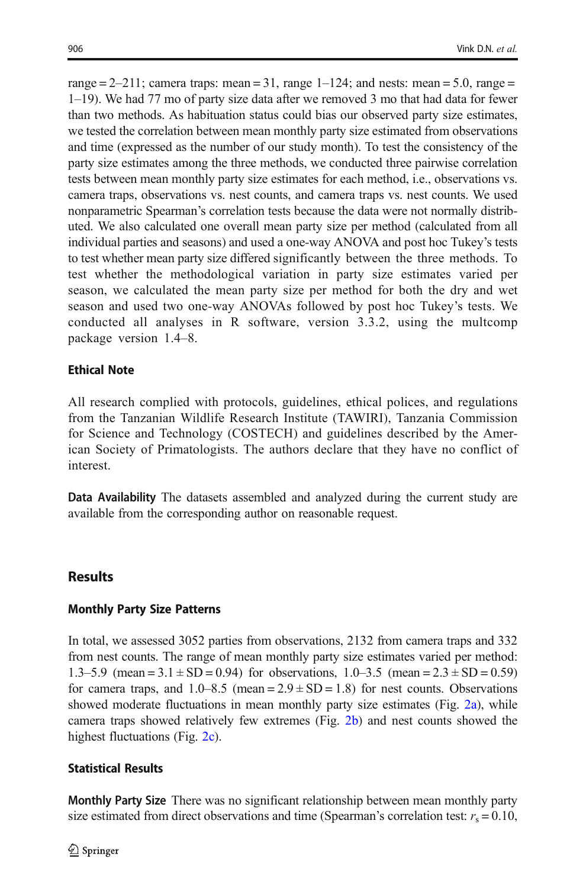range = 2–211; camera traps: mean = 31, range 1–124; and nests: mean = 5.0, range = 1–19). We had 77 mo of party size data after we removed 3 mo that had data for fewer than two methods. As habituation status could bias our observed party size estimates, we tested the correlation between mean monthly party size estimated from observations and time (expressed as the number of our study month). To test the consistency of the party size estimates among the three methods, we conducted three pairwise correlation tests between mean monthly party size estimates for each method, i.e., observations vs. camera traps, observations vs. nest counts, and camera traps vs. nest counts. We used nonparametric Spearman's correlation tests because the data were not normally distributed. We also calculated one overall mean party size per method (calculated from all individual parties and seasons) and used a one-way ANOVA and post hoc Tukey's tests to test whether mean party size differed significantly between the three methods. To test whether the methodological variation in party size estimates varied per season, we calculated the mean party size per method for both the dry and wet season and used two one-way ANOVAs followed by post hoc Tukey's tests. We conducted all analyses in R software, version 3.3.2, using the multcomp package version 1.4–8.

### Ethical Note

All research complied with protocols, guidelines, ethical polices, and regulations from the Tanzanian Wildlife Research Institute (TAWIRI), Tanzania Commission for Science and Technology (COSTECH) and guidelines described by the American Society of Primatologists. The authors declare that they have no conflict of interest.

**Data Availability** The datasets assembled and analyzed during the current study are available from the corresponding author on reasonable request.

## Results

### Monthly Party Size Patterns

In total, we assessed 3052 parties from observations, 2132 from camera traps and 332 from nest counts. The range of mean monthly party size estimates varied per method: 1.3–5.9 (mean = 3.1 ± SD = 0.94) for observations, 1.0–3.5 (mean = 2.3 ± SD = 0.59) for camera traps, and 1.0–8.5 (mean = 2.9 ± SD = 1.8) for nest counts. Observations showed moderate fluctuations in mean monthly party size estimates (Fig. 2a), while camera traps showed relatively few extremes (Fig. 2b) and nest counts showed the highest fluctuations (Fig. 2c).

### Statistical Results

**Monthly Party Size** There was no significant relationship between mean monthly party size estimated from direct observations and time (Spearman's correlation test: $r_s = 0.10$,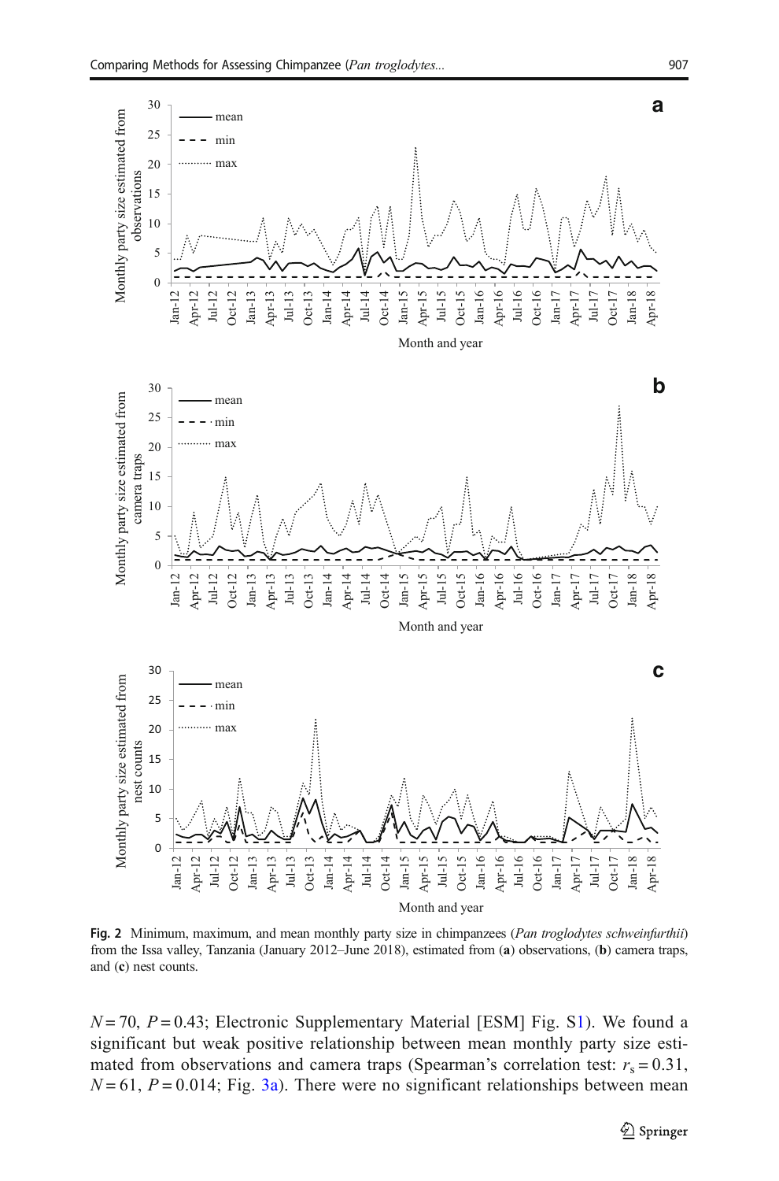Fig. 2 Minimum, maximum, and mean monthly party size in chimpanzees (*Pan troglodytes schweinfurthii*) from the Issa valley, Tanzania (January 2012–June 2018), estimated from (**a**) observations, (**b**) camera traps, and (**c**) nest counts.

$N = 70$, $P = 0.43$; Electronic Supplementary Material [ESM] Fig. S1). We found a significant but weak positive relationship between mean monthly party size estimated from observations and camera traps (Spearman's correlation test: $r_s = 0.31$, $N = 61$, $P = 0.014$; Fig. 3a). There were no significant relationships between mean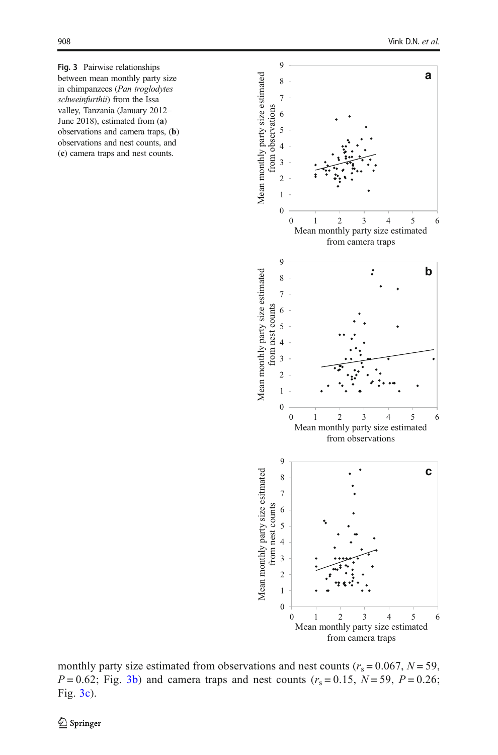**Fig. 3** Pairwise relationships between mean monthly party size in chimpanzees (*Pan troglodytes schweinfurthii*) from the Issa valley, Tanzania (January 2012–June 2018), estimated from (**a**) observations and camera traps, (**b**) observations and nest counts, and (**c**) camera traps and nest counts.

monthly party size estimated from observations and nest counts ($r_s = 0.067$, $N = 59$, $P = 0.62$; Fig. 3b) and camera traps and nest counts ($r_s = 0.15$, $N = 59$, $P = 0.26$; Fig. 3c).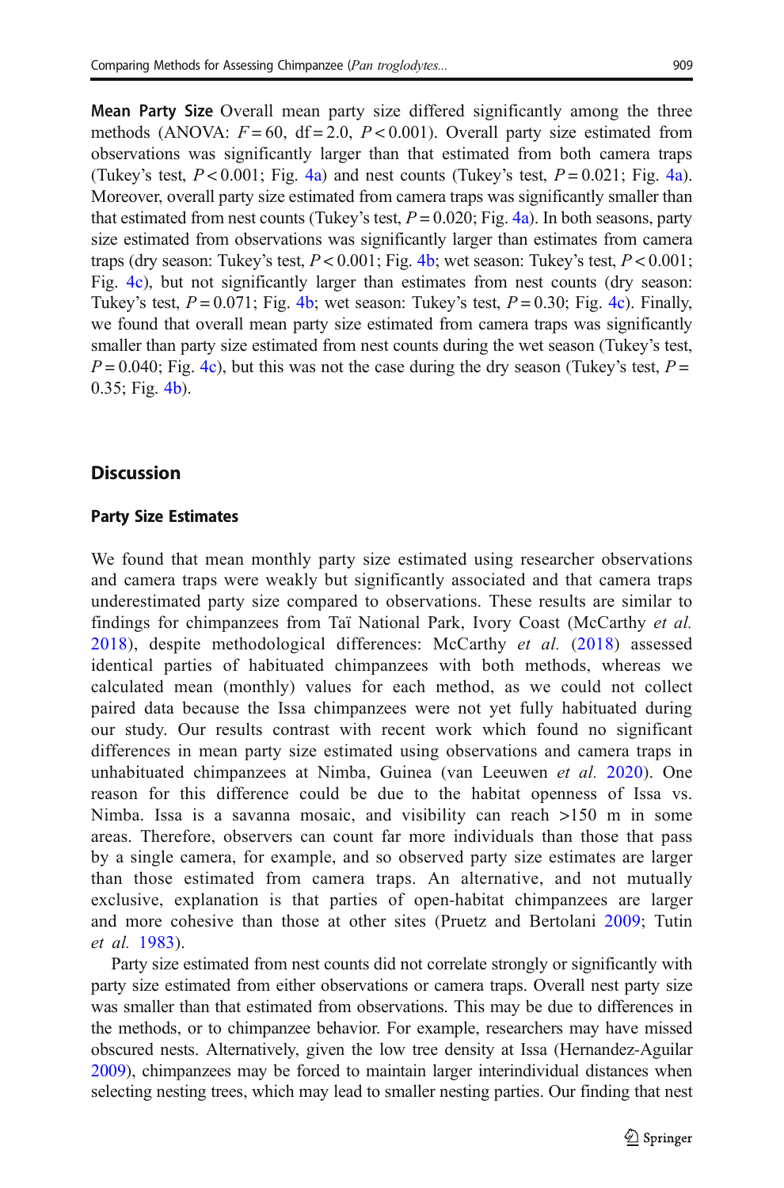**Mean Party Size** Overall mean party size differed significantly among the three methods (ANOVA: $F = 60$, $df = 2.0$, $P < 0.001$). Overall party size estimated from observations was significantly larger than that estimated from both camera traps (Tukey's test, $P < 0.001$; Fig. 4a) and nest counts (Tukey's test, $P = 0.021$; Fig. 4a). Moreover, overall party size estimated from camera traps was significantly smaller than that estimated from nest counts (Tukey's test, $P = 0.020$; Fig. 4a). In both seasons, party size estimated from observations was significantly larger than estimates from camera traps (dry season: Tukey's test, $P < 0.001$; Fig. 4b; wet season: Tukey's test, $P < 0.001$; Fig. 4c), but not significantly larger than estimates from nest counts (dry season: Tukey's test, $P = 0.071$; Fig. 4b; wet season: Tukey's test, $P = 0.30$; Fig. 4c). Finally, we found that overall mean party size estimated from camera traps was significantly smaller than party size estimated from nest counts during the wet season (Tukey's test, $P = 0.040$; Fig. 4c), but this was not the case during the dry season (Tukey's test, $P = 0.35$; Fig. 4b).

## Discussion

### Party Size Estimates

We found that mean monthly party size estimated using researcher observations and camera traps were weakly but significantly associated and that camera traps underestimated party size compared to observations. These results are similar to findings for chimpanzees from Taï National Park, Ivory Coast (McCarthy *et al.* 2018), despite methodological differences: McCarthy *et al.* (2018) assessed identical parties of habituated chimpanzees with both methods, whereas we calculated mean (monthly) values for each method, as we could not collect paired data because the Issa chimpanzees were not yet fully habituated during our study. Our results contrast with recent work which found no significant differences in mean party size estimated using observations and camera traps in unhabituated chimpanzees at Nimba, Guinea (van Leeuwen *et al.* 2020). One reason for this difference could be due to the habitat openness of Issa vs. Nimba. Issa is a savanna mosaic, and visibility can reach >150 m in some areas. Therefore, observers can count far more individuals than those that pass by a single camera, for example, and so observed party size estimates are larger than those estimated from camera traps. An alternative, and not mutually exclusive, explanation is that parties of open-habitat chimpanzees are larger and more cohesive than those at other sites (Pruetz and Bertolani 2009; Tutin *et al.* 1983).

Party size estimated from nest counts did not correlate strongly or significantly with party size estimated from either observations or camera traps. Overall nest party size was smaller than that estimated from observations. This may be due to differences in the methods, or to chimpanzee behavior. For example, researchers may have missed obscured nests. Alternatively, given the low tree density at Issa (Hernandez-Aguilar 2009), chimpanzees may be forced to maintain larger interindividual distances when selecting nesting trees, which may lead to smaller nesting parties. Our finding that nest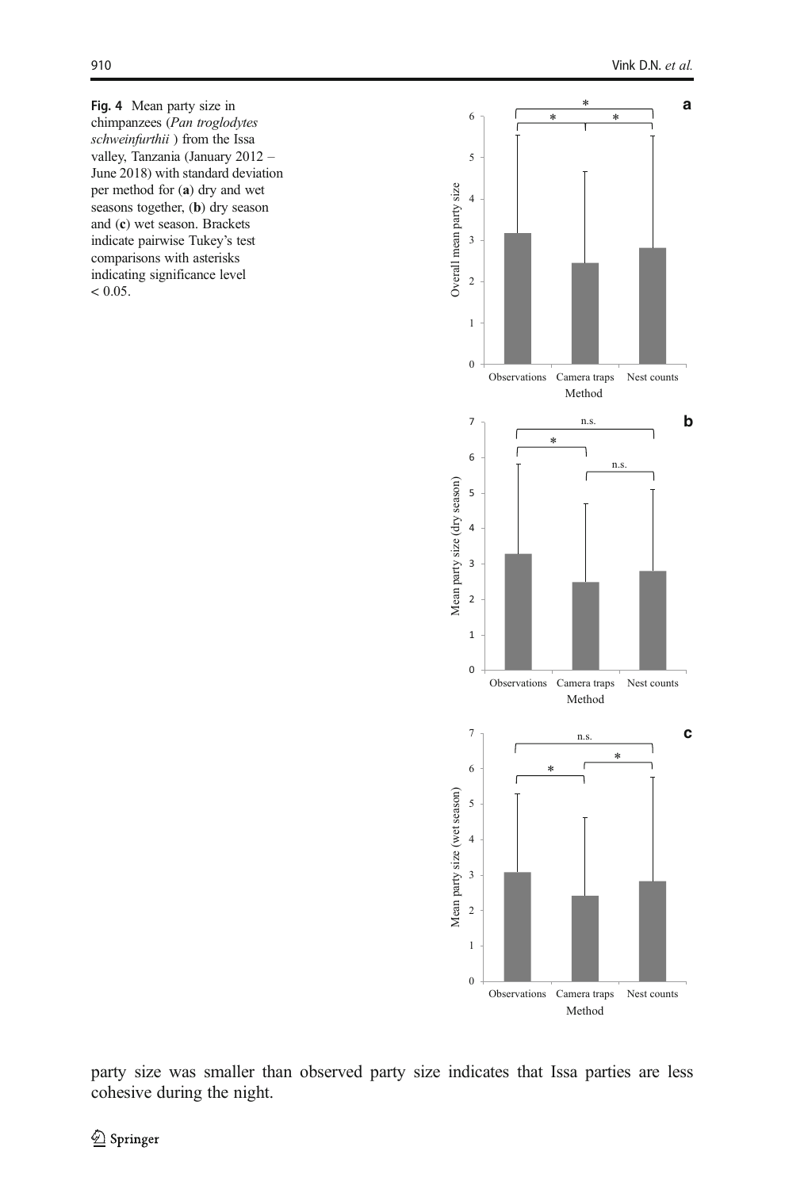**Fig. 4** Mean party size in chimpanzees (*Pan troglodytes schweinfurthii* ) from the Issa valley, Tanzania (January 2012 – June 2018) with standard deviation per method for (**a**) dry and wet seasons together, (**b**) dry season and (**c**) wet season. Brackets indicate pairwise Tukey's test comparisons with asterisks indicating significance level < 0.05.

party size was smaller than observed party size indicates that Issa parties are less cohesive during the night.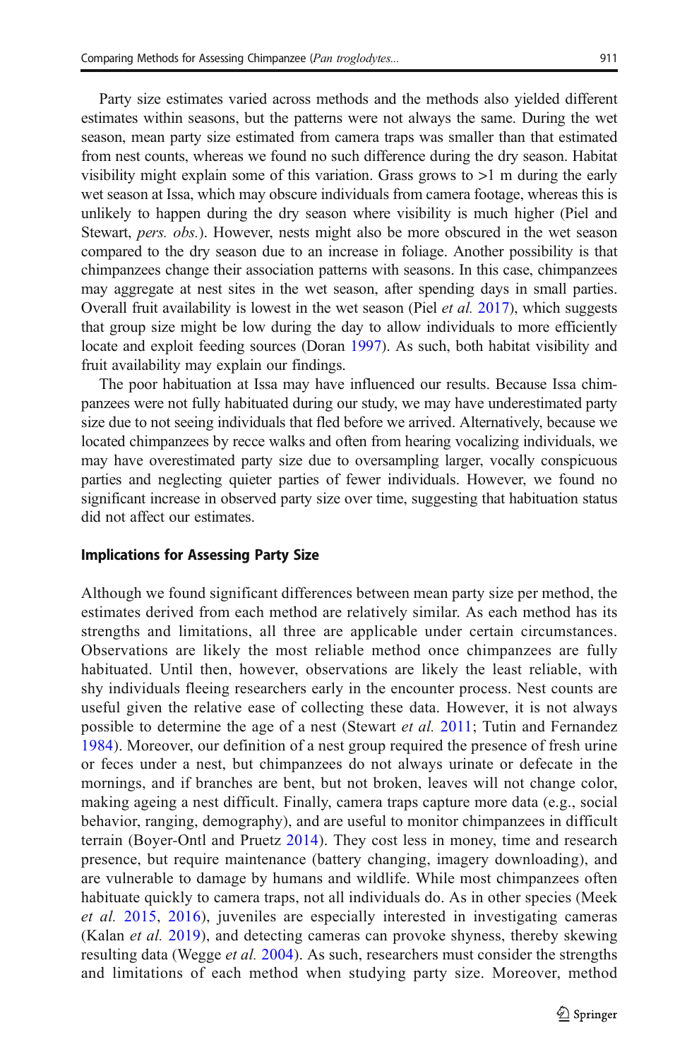Party size estimates varied across methods and the methods also yielded different estimates within seasons, but the patterns were not always the same. During the wet season, mean party size estimated from camera traps was smaller than that estimated from nest counts, whereas we found no such difference during the dry season. Habitat visibility might explain some of this variation. Grass grows to >1 m during the early wet season at Issa, which may obscure individuals from camera footage, whereas this is unlikely to happen during the dry season where visibility is much higher (Piel and Stewart, *pers. obs.*). However, nests might also be more obscured in the wet season compared to the dry season due to an increase in foliage. Another possibility is that chimpanzees change their association patterns with seasons. In this case, chimpanzees may aggregate at nest sites in the wet season, after spending days in small parties. Overall fruit availability is lowest in the wet season (Piel *et al.* 2017), which suggests that group size might be low during the day to allow individuals to more efficiently locate and exploit feeding sources (Doran 1997). As such, both habitat visibility and fruit availability may explain our findings.

The poor habituation at Issa may have influenced our results. Because Issa chimpanzees were not fully habituated during our study, we may have underestimated party size due to not seeing individuals that fled before we arrived. Alternatively, because we located chimpanzees by recce walks and often from hearing vocalizing individuals, we may have overestimated party size due to oversampling larger, vocally conspicuous parties and neglecting quieter parties of fewer individuals. However, we found no significant increase in observed party size over time, suggesting that habituation status did not affect our estimates.

## Implications for Assessing Party Size

Although we found significant differences between mean party size per method, the estimates derived from each method are relatively similar. As each method has its strengths and limitations, all three are applicable under certain circumstances. Observations are likely the most reliable method once chimpanzees are fully habituated. Until then, however, observations are likely the least reliable, with shy individuals fleeing researchers early in the encounter process. Nest counts are useful given the relative ease of collecting these data. However, it is not always possible to determine the age of a nest (Stewart *et al.* 2011; Tutin and Fernandez 1984). Moreover, our definition of a nest group required the presence of fresh urine or feces under a nest, but chimpanzees do not always urinate or defecate in the mornings, and if branches are bent, but not broken, leaves will not change color, making ageing a nest difficult. Finally, camera traps capture more data (e.g., social behavior, ranging, demography), and are useful to monitor chimpanzees in difficult terrain (Boyer-Ontl and Pruetz 2014). They cost less in money, time and research presence, but require maintenance (battery changing, imagery downloading), and are vulnerable to damage by humans and wildlife. While most chimpanzees often habituate quickly to camera traps, not all individuals do. As in other species (Meek *et al.* 2015, 2016), juveniles are especially interested in investigating cameras (Kalan *et al.* 2019), and detecting cameras can provoke shyness, thereby skewing resulting data (Wegge *et al.* 2004). As such, researchers must consider the strengths and limitations of each method when studying party size. Moreover, method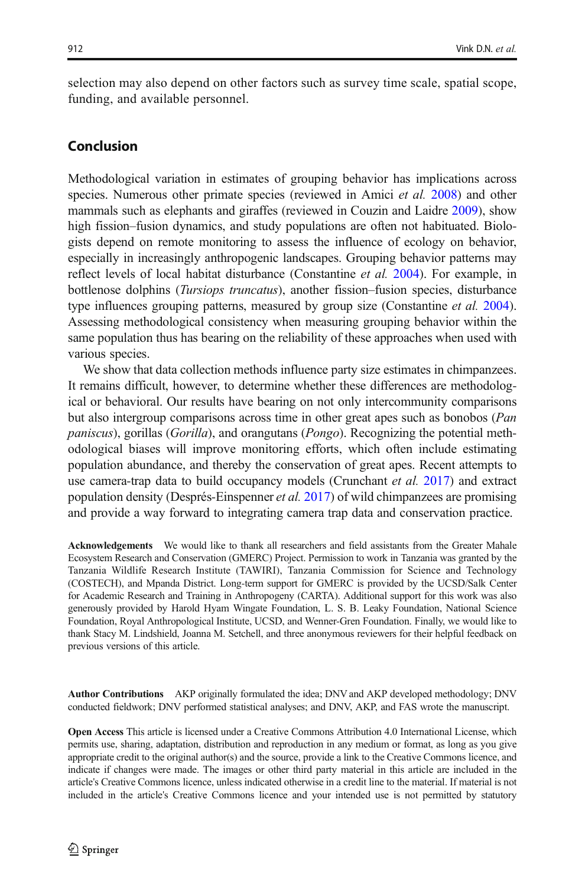selection may also depend on other factors such as survey time scale, spatial scope, funding, and available personnel.

## Conclusion

Methodological variation in estimates of grouping behavior has implications across species. Numerous other primate species (reviewed in Amici *et al.* 2008) and other mammals such as elephants and giraffes (reviewed in Couzin and Laidre 2009), show high fission–fusion dynamics, and study populations are often not habituated. Biologists depend on remote monitoring to assess the influence of ecology on behavior, especially in increasingly anthropogenic landscapes. Grouping behavior patterns may reflect levels of local habitat disturbance (Constantine *et al.* 2004). For example, in bottlenose dolphins (*Tursiops truncatus*), another fission–fusion species, disturbance type influences grouping patterns, measured by group size (Constantine *et al.* 2004). Assessing methodological consistency when measuring grouping behavior within the same population thus has bearing on the reliability of these approaches when used with various species.

We show that data collection methods influence party size estimates in chimpanzees. It remains difficult, however, to determine whether these differences are methodological or behavioral. Our results have bearing on not only intercommunity comparisons but also intergroup comparisons across time in other great apes such as bonobos (*Pan paniscus*), gorillas (*Gorilla*), and orangutans (*Pongo*). Recognizing the potential methodological biases will improve monitoring efforts, which often include estimating population abundance, and thereby the conservation of great apes. Recent attempts to use camera-trap data to build occupancy models (Crunchant *et al.* 2017) and extract population density (Després-Einspenner *et al.* 2017) of wild chimpanzees are promising and provide a way forward to integrating camera trap data and conservation practice.

**Acknowledgements** We would like to thank all researchers and field assistants from the Greater Mahale Ecosystem Research and Conservation (GMERC) Project. Permission to work in Tanzania was granted by the Tanzania Wildlife Research Institute (TAWIRI), Tanzania Commission for Science and Technology (COSTECH), and Mpanda District. Long-term support for GMERC is provided by the UCSD/Salk Center for Academic Research and Training in Anthropogeny (CARTA). Additional support for this work was also generously provided by Harold Hyam Wingate Foundation, L. S. B. Leaky Foundation, National Science Foundation, Royal Anthropological Institute, UCSD, and Wenner-Gren Foundation. Finally, we would like to thank Stacy M. Lindshield, Joanna M. Setchell, and three anonymous reviewers for their helpful feedback on previous versions of this article.

**Author Contributions** AKP originally formulated the idea; DNV and AKP developed methodology; DNV conducted fieldwork; DNV performed statistical analyses; and DNV, AKP, and FAS wrote the manuscript.

**Open Access** This article is licensed under a Creative Commons Attribution 4.0 International License, which permits use, sharing, adaptation, distribution and reproduction in any medium or format, as long as you give appropriate credit to the original author(s) and the source, provide a link to the Creative Commons licence, and indicate if changes were made. The images or other third party material in this article are included in the article's Creative Commons licence, unless indicated otherwise in a credit line to the material. If material is not included in the article's Creative Commons licence and your intended use is not permitted by statutory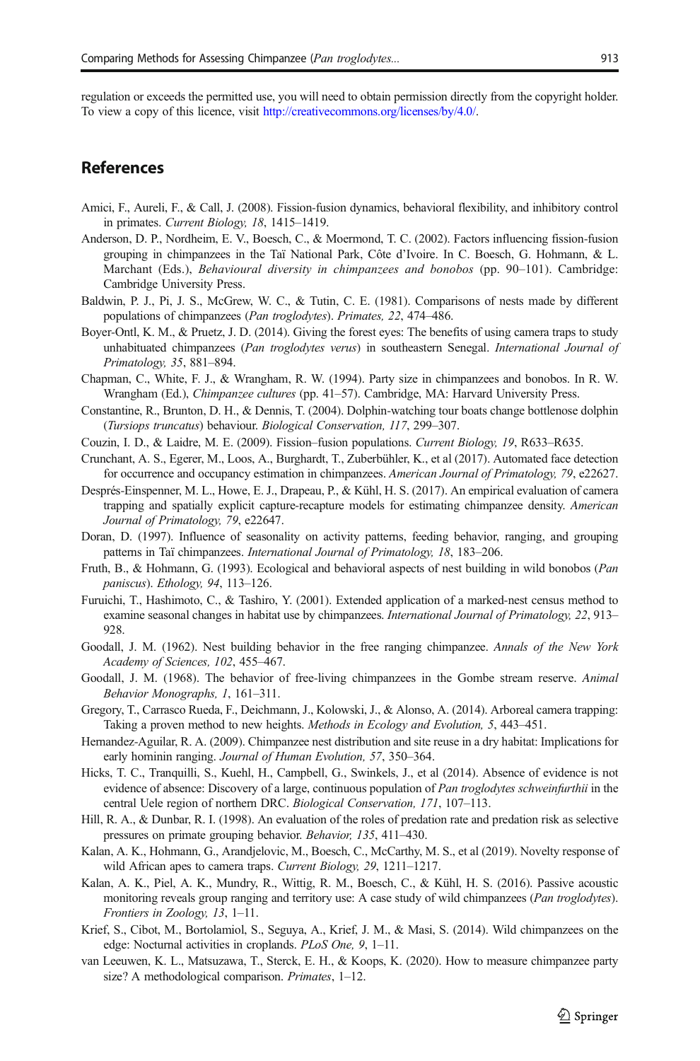regulation or exceeds the permitted use, you will need to obtain permission directly from the copyright holder. To view a copy of this licence, visit http://creativecommons.org/licenses/by/4.0/.

## References

Amici, F., Aureli, F., & Call, J. (2008). Fission-fusion dynamics, behavioral flexibility, and inhibitory control in primates. *Current Biology, 18*, 1415–1419.

Anderson, D. P., Nordheim, E. V., Boesch, C., & Moermond, T. C. (2002). Factors influencing fission-fusion grouping in chimpanzees in the Taï National Park, Côte d'Ivoire. In C. Boesch, G. Hohmann, & L. Marchant (Eds.), *Behavioural diversity in chimpanzees and bonobos* (pp. 90–101). Cambridge: Cambridge University Press.

Baldwin, P. J., Pi, J. S., McGrew, W. C., & Tutin, C. E. (1981). Comparisons of nests made by different populations of chimpanzees (*Pan troglodytes*). *Primates, 22*, 474–486.

Boyer-Ontl, K. M., & Pruetz, J. D. (2014). Giving the forest eyes: The benefits of using camera traps to study unhabituated chimpanzees (*Pan troglodytes verus*) in southeastern Senegal. *International Journal of Primatology, 35*, 881–894.

Chapman, C., White, F. J., & Wrangham, R. W. (1994). Party size in chimpanzees and bonobos. In R. W. Wrangham (Ed.), *Chimpanzee cultures* (pp. 41–57). Cambridge, MA: Harvard University Press.

Constantine, R., Brunton, D. H., & Dennis, T. (2004). Dolphin-watching tour boats change bottlenose dolphin (*Tursiops truncatus*) behaviour. *Biological Conservation, 117*, 299–307.

Couzin, I. D., & Laidre, M. E. (2009). Fission-fusion populations. *Current Biology, 19*, R633–R635.

Crunchant, A. S., Egerer, M., Loos, A., Burghardt, T., Zuberbühler, K., et al (2017). Automated face detection for occurrence and occupancy estimation in chimpanzees. *American Journal of Primatology, 79*, e22627.

Després-Einspenner, M. L., Howe, E. J., Drapeau, P., & Kühl, H. S. (2017). An empirical evaluation of camera trapping and spatially explicit capture-recapture models for estimating chimpanzee density. *American Journal of Primatology, 79*, e22647.

Doran, D. (1997). Influence of seasonality on activity patterns, feeding behavior, ranging, and grouping patterns in Taï chimpanzees. *International Journal of Primatology, 18*, 183–206.

Fruth, B., & Hohmann, G. (1993). Ecological and behavioral aspects of nest building in wild bonobos (*Pan paniscus*). *Ethology, 94*, 113–126.

Furuichi, T., Hashimoto, C., & Tashiro, Y. (2001). Extended application of a marked-nest census method to examine seasonal changes in habitat use by chimpanzees. *International Journal of Primatology, 22*, 913–928.

Goodall, J. M. (1962). Nest building behavior in the free ranging chimpanzee. *Annals of the New York Academy of Sciences, 102*, 455–467.

Goodall, J. M. (1968). The behavior of free-living chimpanzees in the Gombe stream reserve. *Animal Behavior Monographs, 1*, 161–311.

Gregory, T., Carrasco Rueda, F., Deichmann, J., Kolowski, J., & Alonso, A. (2014). Arboreal camera trapping: Taking a proven method to new heights. *Methods in Ecology and Evolution, 5*, 443–451.

Hernandez-Aguilar, R. A. (2009). Chimpanzee nest distribution and site reuse in a dry habitat: Implications for early hominin ranging. *Journal of Human Evolution, 57*, 350–364.

Hicks, T. C., Tranquilli, S., Kuehl, H., Campbell, G., Swinkels, J., et al (2014). Absence of evidence is not evidence of absence: Discovery of a large, continuous population of *Pan troglodytes schweinfurthii* in the central Uele region of northern DRC. *Biological Conservation, 171*, 107–113.

Hill, R. A., & Dunbar, R. I. (1998). An evaluation of the roles of predation rate and predation risk as selective pressures on primate grouping behavior. *Behavior, 135*, 411–430.

Kalan, A. K., Hohmann, G., Arandjelovic, M., Boesch, C., McCarthy, M. S., et al (2019). Novelty response of wild African apes to camera traps. *Current Biology, 29*, 1211–1217.

Kalan, A. K., Piel, A. K., Mundry, R., Wittig, R. M., Boesch, C., & Kühl, H. S. (2016). Passive acoustic monitoring reveals group ranging and territory use: A case study of wild chimpanzees (*Pan troglodytes*). *Frontiers in Zoology, 13*, 1–11.

Krief, S., Cibot, M., Bortolamiol, S., Seguya, A., Krief, J. M., & Masi, S. (2014). Wild chimpanzees on the edge: Nocturnal activities in croplands. *PLoS One, 9*, 1–11.

van Leeuwen, K. L., Matsuzawa, T., Sterck, E. H., & Koops, K. (2020). How to measure chimpanzee party size? A methodological comparison. *Primates*, 1–12.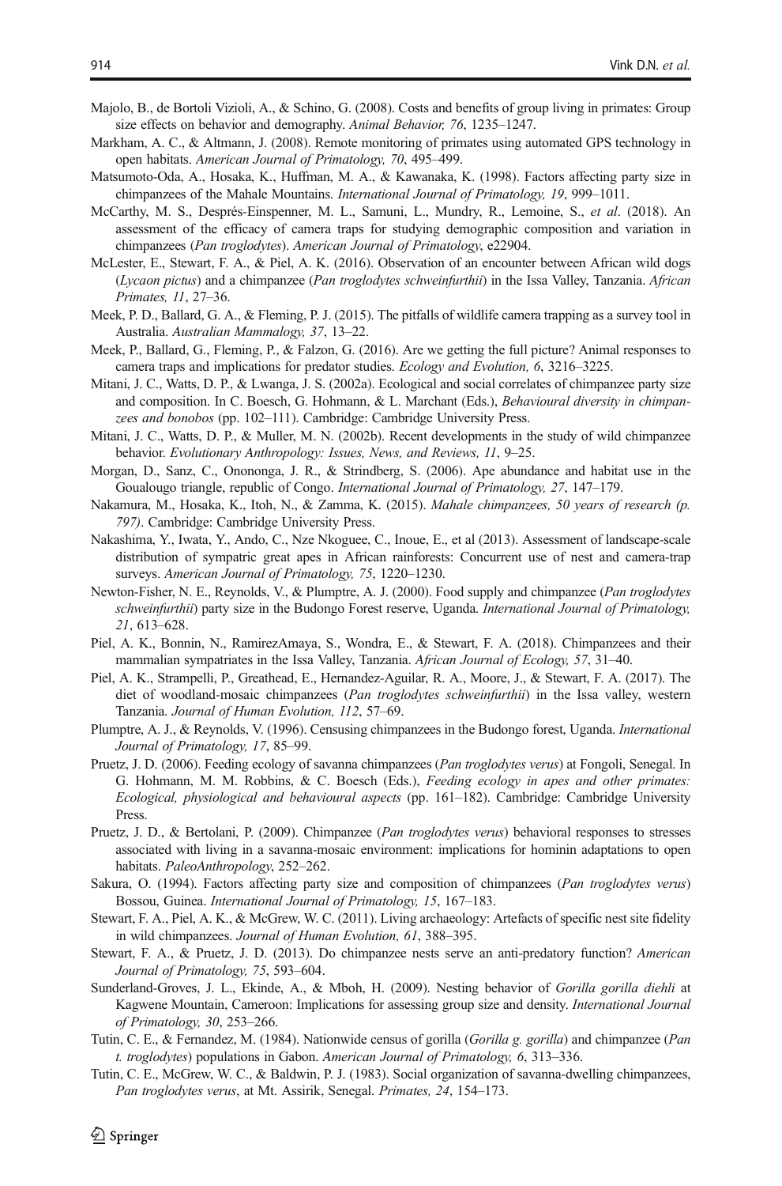Majolo, B., de Bortoli Vizioli, A., & Schino, G. (2008). Costs and benefits of group living in primates: Group size effects on behavior and demography. *Animal Behavior, 76*, 1235–1247.

Markham, A. C., & Altmann, J. (2008). Remote monitoring of primates using automated GPS technology in open habitats. *American Journal of Primatology, 70*, 495–499.

Matsumoto-Oda, A., Hosaka, K., Huffman, M. A., & Kawanaka, K. (1998). Factors affecting party size in chimpanzees of the Mahale Mountains. *International Journal of Primatology, 19*, 999–1011.

McCarthy, M. S., Després-Einspenner, M. L., Samuni, L., Mundry, R., Lemoine, S., *et al*. (2018). An assessment of the efficacy of camera traps for studying demographic composition and variation in chimpanzees (*Pan troglodytes*). *American Journal of Primatology*, e22904.

McLester, E., Stewart, F. A., & Piel, A. K. (2016). Observation of an encounter between African wild dogs (*Lycaon pictus*) and a chimpanzee (*Pan troglodytes schweinfurthii*) in the Issa Valley, Tanzania. *African Primates, 11*, 27–36.

Meek, P. D., Ballard, G. A., & Fleming, P. J. (2015). The pitfalls of wildlife camera trapping as a survey tool in Australia. *Australian Mammalogy, 37*, 13–22.

Meek, P., Ballard, G., Fleming, P., & Falzon, G. (2016). Are we getting the full picture? Animal responses to camera traps and implications for predator studies. *Ecology and Evolution, 6*, 3216–3225.

Mitani, J. C., Watts, D. P., & Lwanga, J. S. (2002a). Ecological and social correlates of chimpanzee party size and composition. In C. Boesch, G. Hohmann, & L. Marchant (Eds.), *Behavioural diversity in chimpanzees and bonobos* (pp. 102–111). Cambridge: Cambridge University Press.

Mitani, J. C., Watts, D. P., & Muller, M. N. (2002b). Recent developments in the study of wild chimpanzee behavior. *Evolutionary Anthropology: Issues, News, and Reviews, 11*, 9–25.

Morgan, D., Sanz, C., Onononga, J. R., & Strindberg, S. (2006). Ape abundance and habitat use in the Goualougo triangle, republic of Congo. *International Journal of Primatology, 27*, 147–179.

Nakamura, M., Hosaka, K., Itoh, N., & Zamma, K. (2015). *Mahale chimpanzees, 50 years of research (p. 797)*. Cambridge: Cambridge University Press.

Nakashima, Y., Iwata, Y., Ando, C., Nze Nkoguee, C., Inoue, E., et al (2013). Assessment of landscape-scale distribution of sympatric great apes in African rainforests: Concurrent use of nest and camera-trap surveys. *American Journal of Primatology, 75*, 1220–1230.

Newton-Fisher, N. E., Reynolds, V., & Plumptre, A. J. (2000). Food supply and chimpanzee (*Pan troglodytes schweinfurthii*) party size in the Budongo Forest reserve, Uganda. *International Journal of Primatology, 21*, 613–628.

Piel, A. K., Bonnin, N., RamirezAmaya, S., Wondra, E., & Stewart, F. A. (2018). Chimpanzees and their mammalian sympatriates in the Issa Valley, Tanzania. *African Journal of Ecology, 57*, 31–40.

Piel, A. K., Strampelli, P., Greathead, E., Hernandez-Aguilar, R. A., Moore, J., & Stewart, F. A. (2017). The diet of woodland-mosaic chimpanzees (*Pan troglodytes schweinfurthii*) in the Issa valley, western Tanzania. *Journal of Human Evolution, 112*, 57–69.

Plumptre, A. J., & Reynolds, V. (1996). Censusing chimpanzees in the Budongo forest, Uganda. *International Journal of Primatology, 17*, 85–99.

Pruetz, J. D. (2006). Feeding ecology of savanna chimpanzees (*Pan troglodytes verus*) at Fongoli, Senegal. In G. Hohmann, M. M. Robbins, & C. Boesch (Eds.), *Feeding ecology in apes and other primates: Ecological, physiological and behavioural aspects* (pp. 161–182). Cambridge: Cambridge University Press.

Pruetz, J. D., & Bertolani, P. (2009). Chimpanzee (*Pan troglodytes verus*) behavioral responses to stresses associated with living in a savanna-mosaic environment: implications for hominin adaptations to open habitats. *PaleoAnthropology*, 252–262.

Sakura, O. (1994). Factors affecting party size and composition of chimpanzees (*Pan troglodytes verus*) Bossou, Guinea. *International Journal of Primatology, 15*, 167–183.

Stewart, F. A., Piel, A. K., & McGrew, W. C. (2011). Living archaeology: Artefacts of specific nest site fidelity in wild chimpanzees. *Journal of Human Evolution, 61*, 388–395.

Stewart, F. A., & Pruetz, J. D. (2013). Do chimpanzee nests serve an anti-predatory function? *American Journal of Primatology, 75*, 593–604.

Sunderland-Groves, J. L., Ekinde, A., & Mboh, H. (2009). Nesting behavior of *Gorilla gorilla diehli* at Kagwene Mountain, Cameroon: Implications for assessing group size and density. *International Journal of Primatology, 30*, 253–266.

Tutin, C. E., & Fernandez, M. (1984). Nationwide census of gorilla (*Gorilla g. gorilla*) and chimpanzee (*Pan t. troglodytes*) populations in Gabon. *American Journal of Primatology, 6*, 313–336.

Tutin, C. E., McGrew, W. C., & Baldwin, P. J. (1983). Social organization of savanna-dwelling chimpanzees, *Pan troglodytes verus*, at Mt. Assirik, Senegal. *Primates, 24*, 154–173.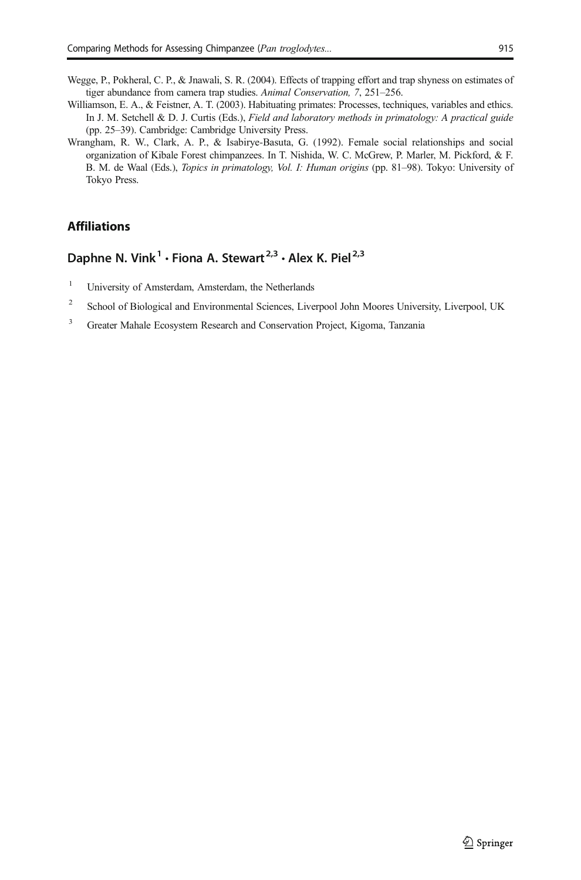Wegge, P., Pokheral, C. P., & Jnawali, S. R. (2004). Effects of trapping effort and trap shyness on estimates of tiger abundance from camera trap studies. *Animal Conservation, 7*, 251–256.

Williamson, E. A., & Feistner, A. T. (2003). Habituating primates: Processes, techniques, variables and ethics. In J. M. Setchell & D. J. Curtis (Eds.), *Field and laboratory methods in primatology: A practical guide* (pp. 25–39). Cambridge: Cambridge University Press.

Wrangham, R. W., Clark, A. P., & Isabirye-Basuta, G. (1992). Female social relationships and social organization of Kibale Forest chimpanzees. In T. Nishida, W. C. McGrew, P. Marler, M. Pickford, & F. B. M. de Waal (Eds.), *Topics in primatology, Vol. I: Human origins* (pp. 81–98). Tokyo: University of Tokyo Press.

## Affiliations

### Daphne N. Vink[1] · Fiona A. Stewart[2,3] · Alex K. Piel[2,3]

[1] University of Amsterdam, Amsterdam, the Netherlands

[2] School of Biological and Environmental Sciences, Liverpool John Moores University, Liverpool, UK

[3] Greater Mahale Ecosystem Research and Conservation Project, Kigoma, Tanzania